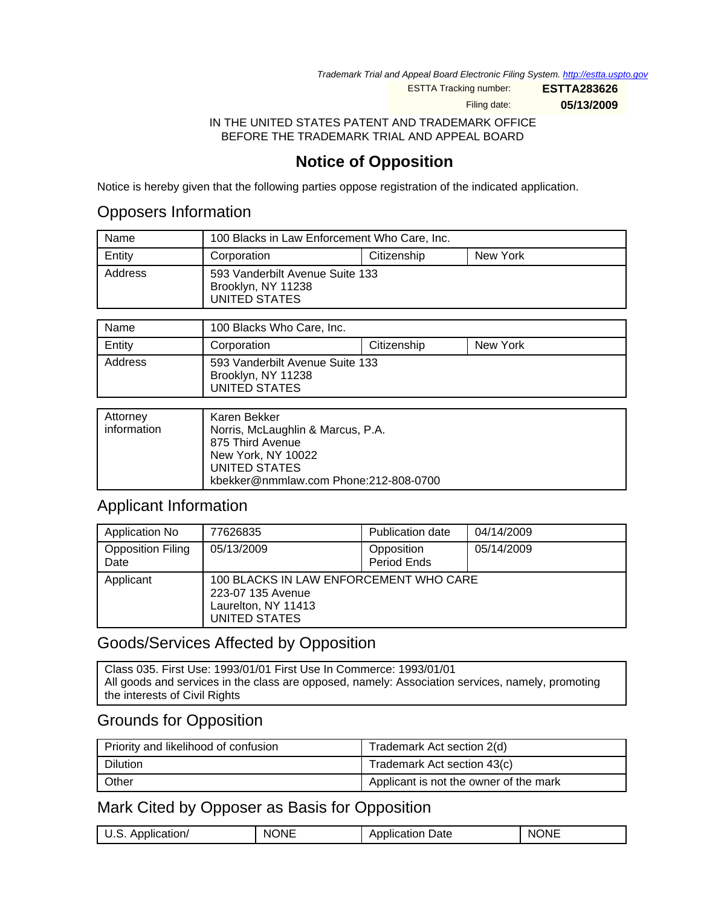*Trademark Trial and Appeal Board Electronic Filing System. http://estta.uspto.gov*

| | |
|---|---|
| ESTTA Tracking number: | **ESTTA283626** |
| Filing date: | **05/13/2009** |

IN THE UNITED STATES PATENT AND TRADEMARK OFFICE
BEFORE THE TRADEMARK TRIAL AND APPEAL BOARD

# Notice of Opposition

Notice is hereby given that the following parties oppose registration of the indicated application.

## Opposers Information

| | | | |
|---|---|---|---|
| Name | 100 Blacks in Law Enforcement Who Care, Inc. | | |
| Entity | Corporation | Citizenship | New York |
| Address | 593 Vanderbilt Avenue Suite 133<br>Brooklyn, NY 11238<br>UNITED STATES | | |

| | | | |
|---|---|---|---|
| Name | 100 Blacks Who Care, Inc. | | |
| Entity | Corporation | Citizenship | New York |
| Address | 593 Vanderbilt Avenue Suite 133<br>Brooklyn, NY 11238<br>UNITED STATES | | |

| | |
|---|---|
| Attorney information | Karen Bekker<br>Norris, McLaughlin & Marcus, P.A.<br>875 Third Avenue<br>New York, NY 10022<br>UNITED STATES<br>kbekker@nmmlaw.com Phone:212-808-0700 |

## Applicant Information

| | | | |
|---|---|---|---|
| Application No | 77626835 | Publication date | 04/14/2009 |
| Opposition Filing Date | 05/13/2009 | Opposition Period Ends | 05/14/2009 |
| Applicant | 100 BLACKS IN LAW ENFORCEMENT WHO CARE<br>223-07 135 Avenue<br>Laurelton, NY 11413<br>UNITED STATES | | |

## Goods/Services Affected by Opposition

Class 035. First Use: 1993/01/01 First Use In Commerce: 1993/01/01
All goods and services in the class are opposed, namely: Association services, namely, promoting the interests of Civil Rights

## Grounds for Opposition

| | |
|---|---|
| Priority and likelihood of confusion | Trademark Act section 2(d) |
| Dilution | Trademark Act section 43(c) |
| Other | Applicant is not the owner of the mark |

## Mark Cited by Opposer as Basis for Opposition

| | | | |
|---|---|---|---|
| U.S. Application/ | NONE | Application Date | NONE |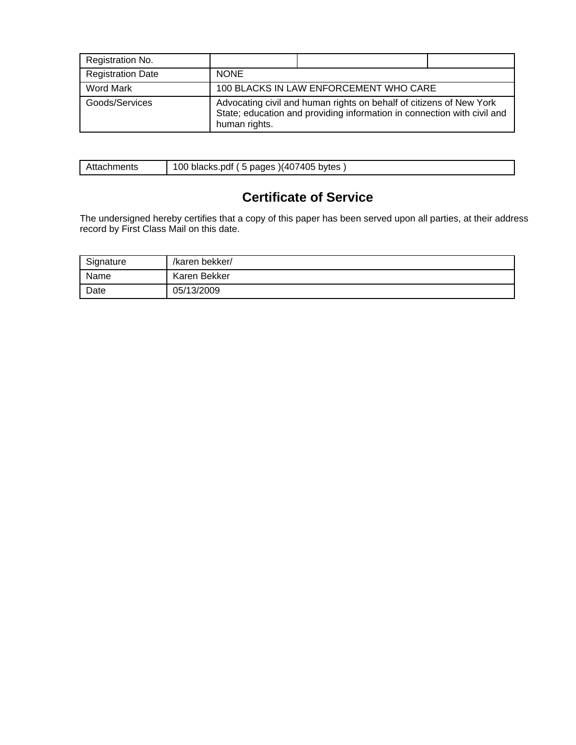| | | | |
|---|---|---|---|
| Registration No. | | | |
| Registration Date | NONE | | |
| Word Mark | 100 BLACKS IN LAW ENFORCEMENT WHO CARE | | |
| Goods/Services | Advocating civil and human rights on behalf of citizens of New York State; education and providing information in connection with civil and human rights. | | |

| | |
|---|---|
| Attachments | 100 blacks.pdf ( 5 pages )(407405 bytes ) |

## Certificate of Service

The undersigned hereby certifies that a copy of this paper has been served upon all parties, at their address record by First Class Mail on this date.

| | |
|---|---|
| Signature | /karen bekker/ |
| Name | Karen Bekker |
| Date | 05/13/2009 |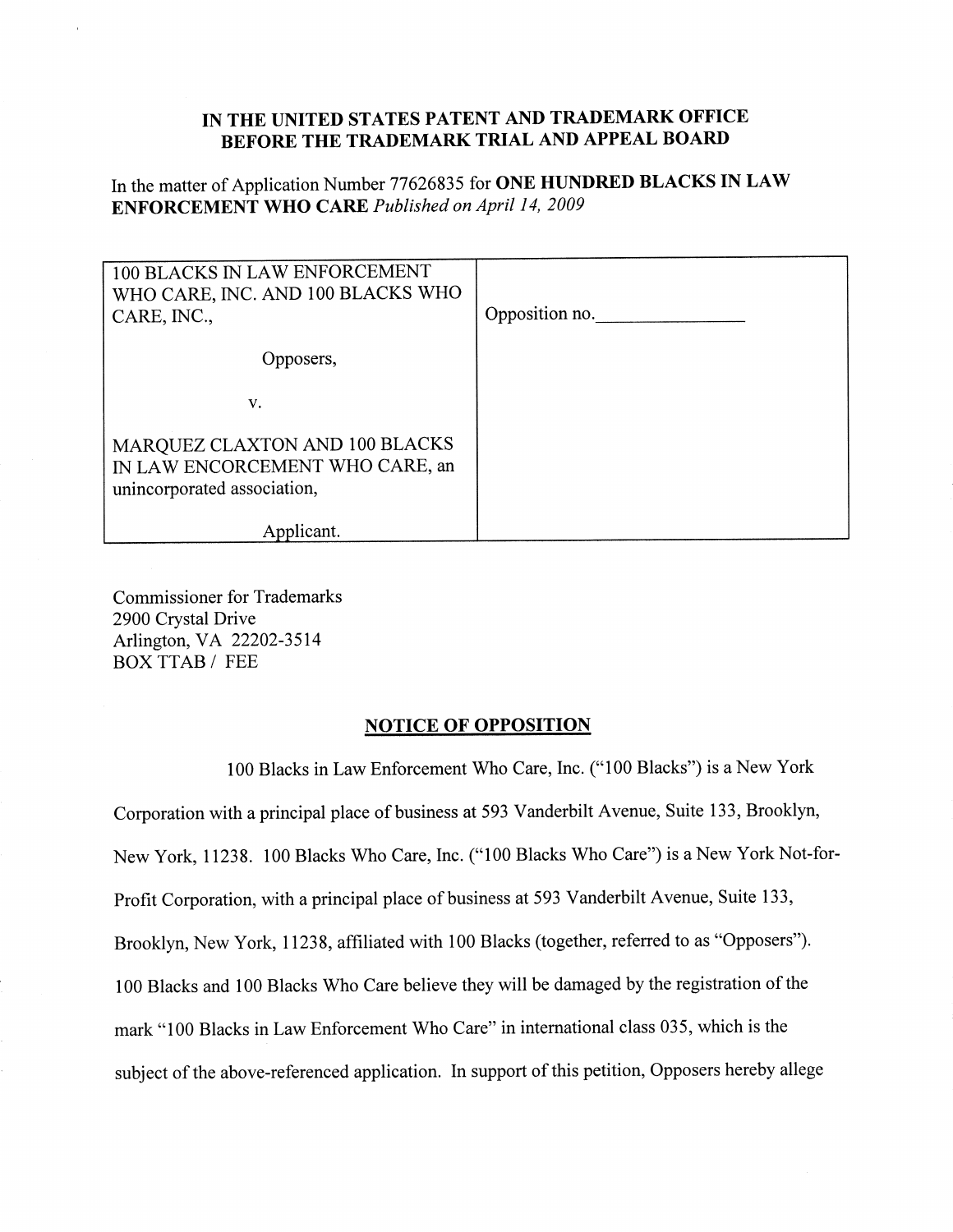**IN THE UNITED STATES PATENT AND TRADEMARK OFFICE**
**BEFORE THE TRADEMARK TRIAL AND APPEAL BOARD**

In the matter of Application Number 77626835 for **ONE HUNDRED BLACKS IN LAW ENFORCEMENT WHO CARE** *Published on April 14, 2009*

| | |
|---|---|
| 100 BLACKS IN LAW ENFORCEMENT WHO CARE, INC. AND 100 BLACKS WHO CARE, INC.,<br><br>Opposers,<br><br>v.<br><br>MARQUEZ CLAXTON AND 100 BLACKS IN LAW ENCORCEMENT WHO CARE, an unincorporated association,<br><br>Applicant. | Opposition no.________________ |

Commissioner for Trademarks
2900 Crystal Drive
Arlington, VA 22202-3514
BOX TTAB / FEE

## NOTICE OF OPPOSITION

100 Blacks in Law Enforcement Who Care, Inc. ("100 Blacks") is a New York Corporation with a principal place of business at 593 Vanderbilt Avenue, Suite 133, Brooklyn, New York, 11238. 100 Blacks Who Care, Inc. ("100 Blacks Who Care") is a New York Not-for-Profit Corporation, with a principal place of business at 593 Vanderbilt Avenue, Suite 133, Brooklyn, New York, 11238, affiliated with 100 Blacks (together, referred to as "Opposers"). 100 Blacks and 100 Blacks Who Care believe they will be damaged by the registration of the mark "100 Blacks in Law Enforcement Who Care" in international class 035, which is the subject of the above-referenced application. In support of this petition, Opposers hereby allege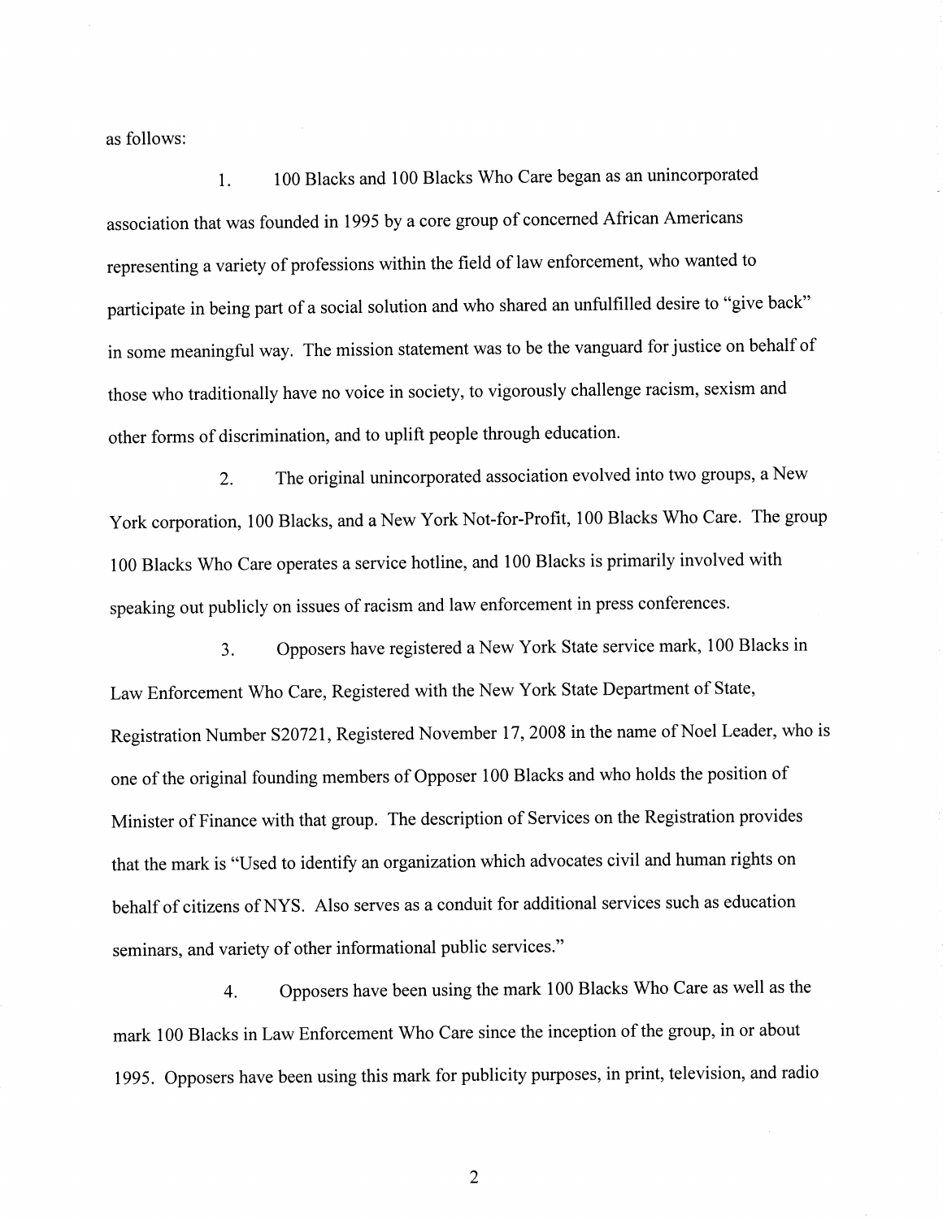as follows:

1. 100 Blacks and 100 Blacks Who Care began as an unincorporated association that was founded in 1995 by a core group of concerned African Americans representing a variety of professions within the field of law enforcement, who wanted to participate in being part of a social solution and who shared an unfulfilled desire to "give back" in some meaningful way. The mission statement was to be the vanguard for justice on behalf of those who traditionally have no voice in society, to vigorously challenge racism, sexism and other forms of discrimination, and to uplift people through education.

2. The original unincorporated association evolved into two groups, a New York corporation, 100 Blacks, and a New York Not-for-Profit, 100 Blacks Who Care. The group 100 Blacks Who Care operates a service hotline, and 100 Blacks is primarily involved with speaking out publicly on issues of racism and law enforcement in press conferences.

3. Opposers have registered a New York State service mark, 100 Blacks in Law Enforcement Who Care, Registered with the New York State Department of State, Registration Number S20721, Registered November 17, 2008 in the name of Noel Leader, who is one of the original founding members of Opposer 100 Blacks and who holds the position of Minister of Finance with that group. The description of Services on the Registration provides that the mark is "Used to identify an organization which advocates civil and human rights on behalf of citizens of NYS. Also serves as a conduit for additional services such as education seminars, and variety of other informational public services."

4. Opposers have been using the mark 100 Blacks Who Care as well as the mark 100 Blacks in Law Enforcement Who Care since the inception of the group, in or about 1995. Opposers have been using this mark for publicity purposes, in print, television, and radio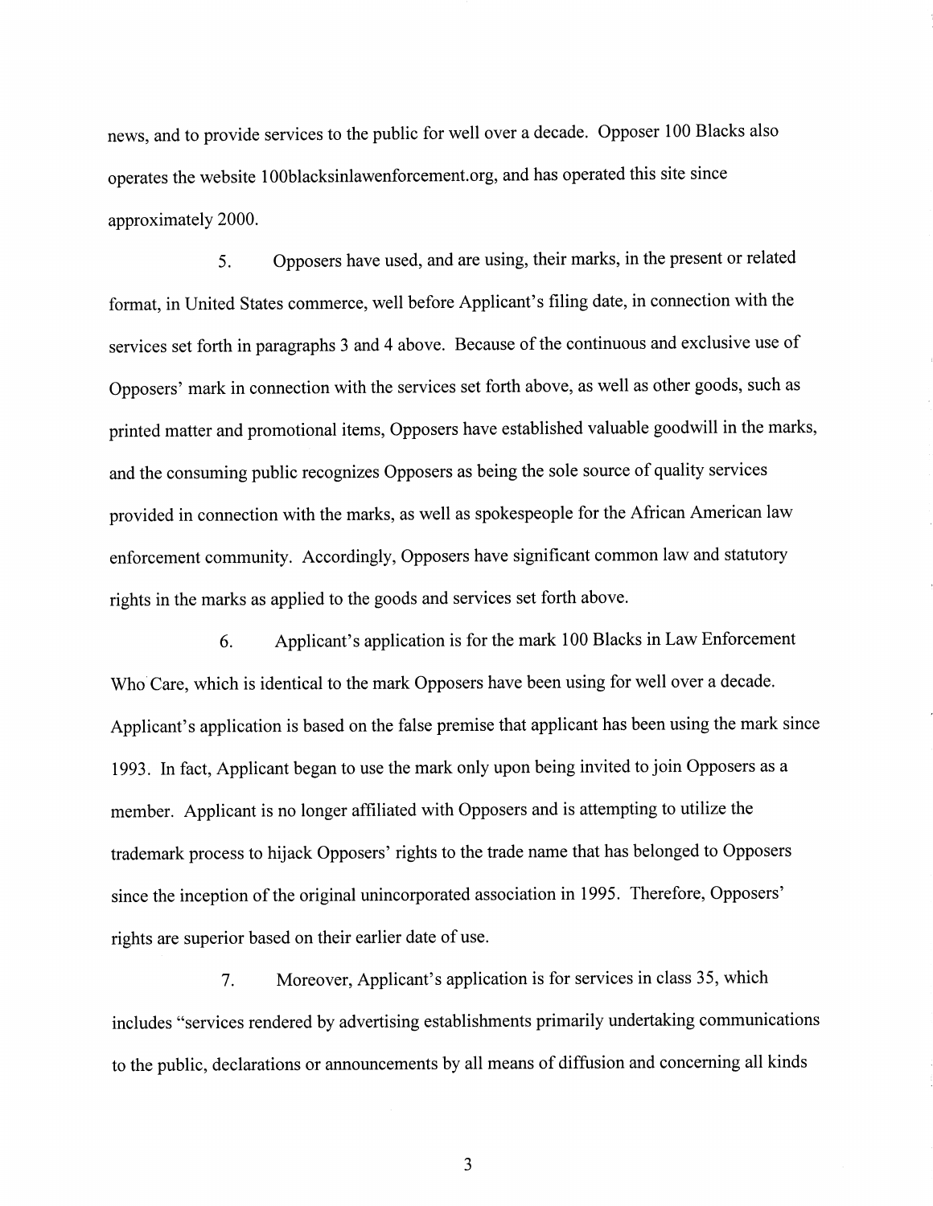news, and to provide services to the public for well over a decade. Opposer 100 Blacks also operates the website 100blacksinlawenforcement.org, and has operated this site since approximately 2000.

5. Opposers have used, and are using, their marks, in the present or related format, in United States commerce, well before Applicant's filing date, in connection with the services set forth in paragraphs 3 and 4 above. Because of the continuous and exclusive use of Opposers' mark in connection with the services set forth above, as well as other goods, such as printed matter and promotional items, Opposers have established valuable goodwill in the marks, and the consuming public recognizes Opposers as being the sole source of quality services provided in connection with the marks, as well as spokespeople for the African American law enforcement community. Accordingly, Opposers have significant common law and statutory rights in the marks as applied to the goods and services set forth above.

6. Applicant's application is for the mark 100 Blacks in Law Enforcement Who Care, which is identical to the mark Opposers have been using for well over a decade. Applicant's application is based on the false premise that applicant has been using the mark since 1993. In fact, Applicant began to use the mark only upon being invited to join Opposers as a member. Applicant is no longer affiliated with Opposers and is attempting to utilize the trademark process to hijack Opposers' rights to the trade name that has belonged to Opposers since the inception of the original unincorporated association in 1995. Therefore, Opposers' rights are superior based on their earlier date of use.

7. Moreover, Applicant's application is for services in class 35, which includes "services rendered by advertising establishments primarily undertaking communications to the public, declarations or announcements by all means of diffusion and concerning all kinds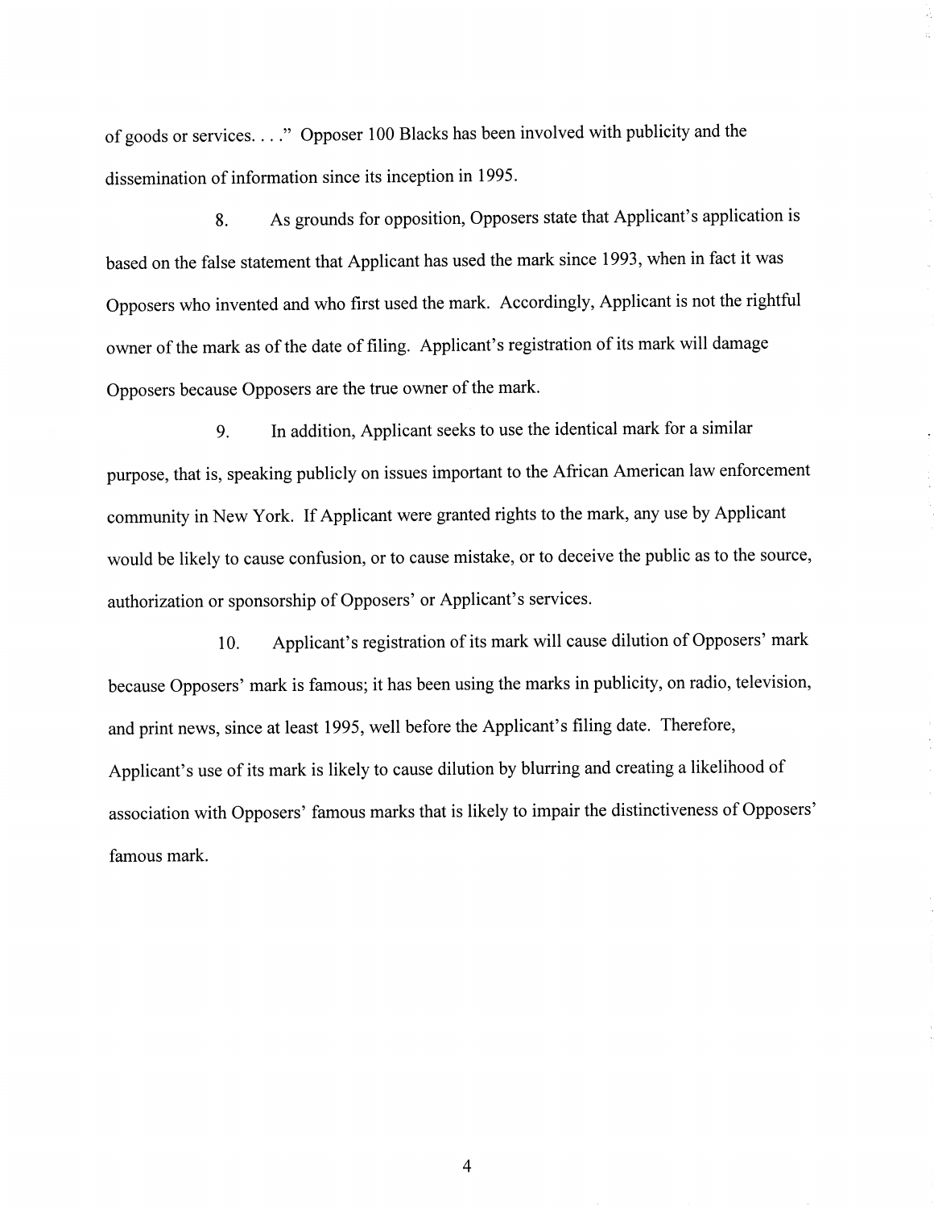of goods or services. . . ." Opposer 100 Blacks has been involved with publicity and the dissemination of information since its inception in 1995.

8. As grounds for opposition, Opposers state that Applicant's application is based on the false statement that Applicant has used the mark since 1993, when in fact it was Opposers who invented and who first used the mark. Accordingly, Applicant is not the rightful owner of the mark as of the date of filing. Applicant's registration of its mark will damage Opposers because Opposers are the true owner of the mark.

9. In addition, Applicant seeks to use the identical mark for a similar purpose, that is, speaking publicly on issues important to the African American law enforcement community in New York. If Applicant were granted rights to the mark, any use by Applicant would be likely to cause confusion, or to cause mistake, or to deceive the public as to the source, authorization or sponsorship of Opposers' or Applicant's services.

10. Applicant's registration of its mark will cause dilution of Opposers' mark because Opposers' mark is famous; it has been using the marks in publicity, on radio, television, and print news, since at least 1995, well before the Applicant's filing date. Therefore, Applicant's use of its mark is likely to cause dilution by blurring and creating a likelihood of association with Opposers' famous marks that is likely to impair the distinctiveness of Opposers' famous mark.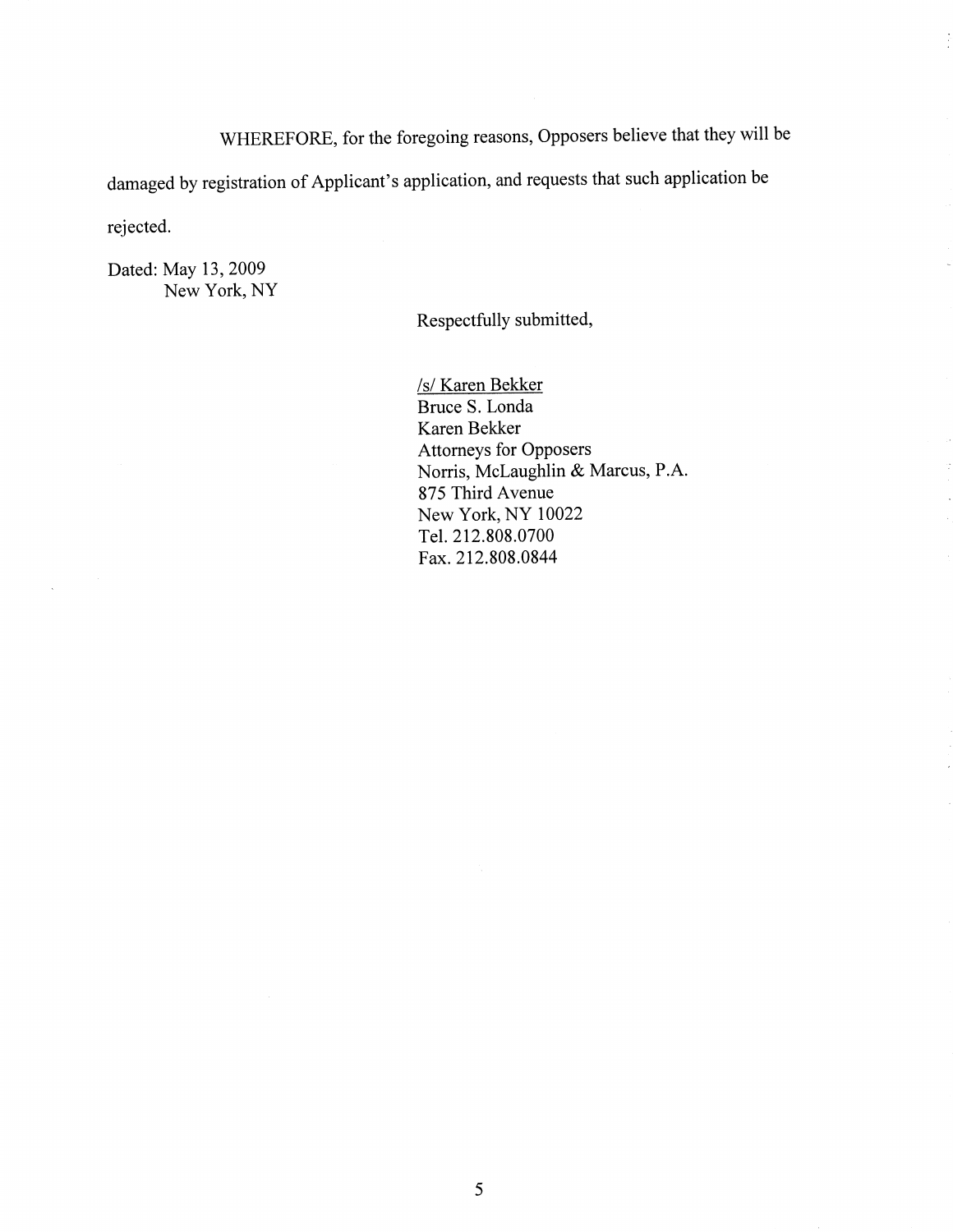WHEREFORE, for the foregoing reasons, Opposers believe that they will be damaged by registration of Applicant's application, and requests that such application be rejected.

Dated: May 13, 2009
New York, NY

Respectfully submitted,

/s/ Karen Bekker
Bruce S. Londa
Karen Bekker
Attorneys for Opposers
Norris, McLaughlin & Marcus, P.A.
875 Third Avenue
New York, NY 10022
Tel. 212.808.0700
Fax. 212.808.0844